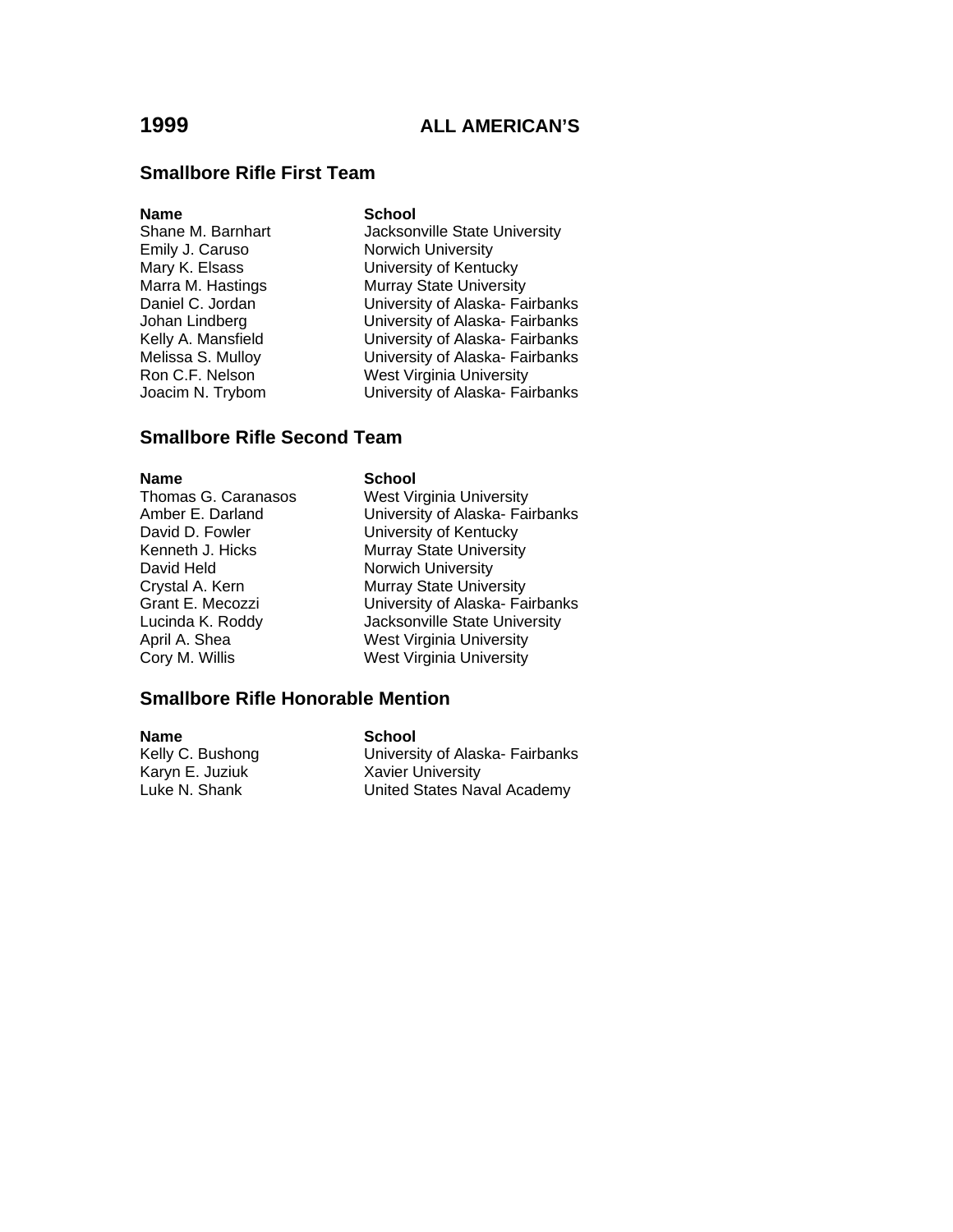# 1999 ALL AMERICAN'S

## Smallbore Rifle First Team

| Name | School |
| --- | --- |
| Shane M. Barnhart | Jacksonville State University |
| Emily J. Caruso | Norwich University |
| Mary K. Elsass | University of Kentucky |
| Marra M. Hastings | Murray State University |
| Daniel C. Jordan | University of Alaska- Fairbanks |
| Johan Lindberg | University of Alaska- Fairbanks |
| Kelly A. Mansfield | University of Alaska- Fairbanks |
| Melissa S. Mulloy | University of Alaska- Fairbanks |
| Ron C.F. Nelson | West Virginia University |
| Joacim N. Trybom | University of Alaska- Fairbanks |

## Smallbore Rifle Second Team

| Name | School |
| --- | --- |
| Thomas G. Caranasos | West Virginia University |
| Amber E. Darland | University of Alaska- Fairbanks |
| David D. Fowler | University of Kentucky |
| Kenneth J. Hicks | Murray State University |
| David Held | Norwich University |
| Crystal A. Kern | Murray State University |
| Grant E. Mecozzi | University of Alaska- Fairbanks |
| Lucinda K. Roddy | Jacksonville State University |
| April A. Shea | West Virginia University |
| Cory M. Willis | West Virginia University |

## Smallbore Rifle Honorable Mention

| Name | School |
| --- | --- |
| Kelly C. Bushong | University of Alaska- Fairbanks |
| Karyn E. Juziuk | Xavier University |
| Luke N. Shank | United States Naval Academy |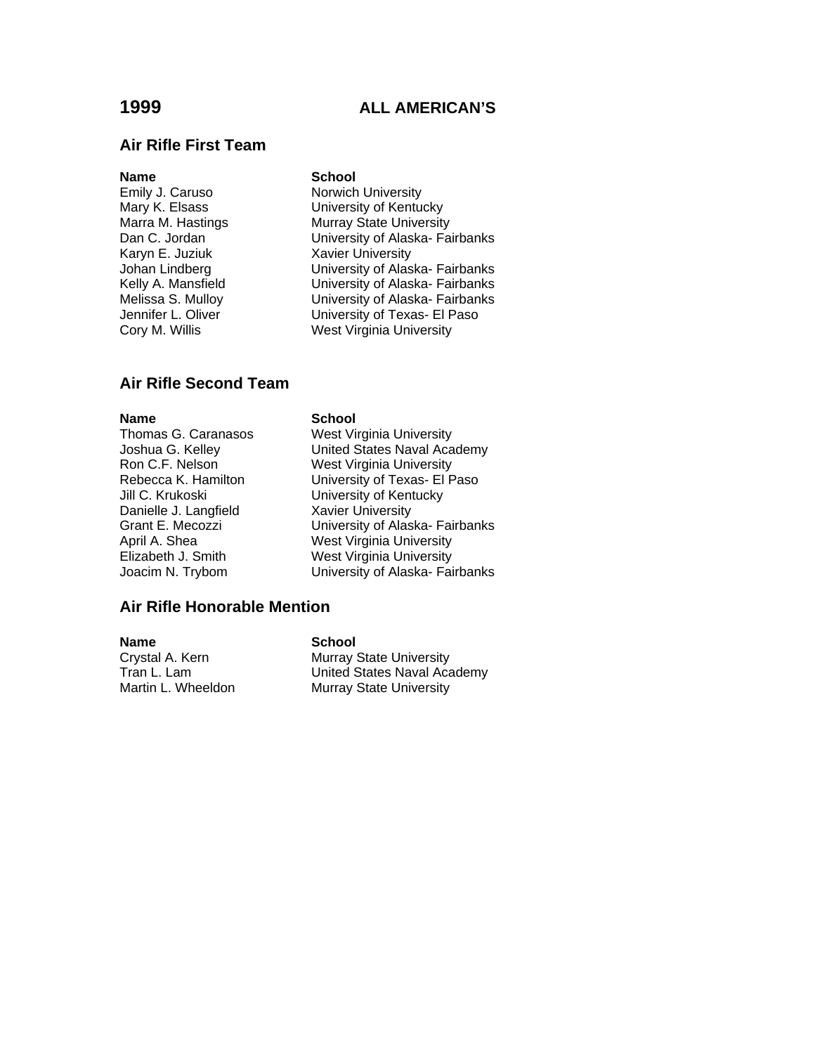# 1999 ALL AMERICAN'S

## Air Rifle First Team

| Name | School |
|---|---|
| Emily J. Caruso | Norwich University |
| Mary K. Elsass | University of Kentucky |
| Marra M. Hastings | Murray State University |
| Dan C. Jordan | University of Alaska- Fairbanks |
| Karyn E. Juziuk | Xavier University |
| Johan Lindberg | University of Alaska- Fairbanks |
| Kelly A. Mansfield | University of Alaska- Fairbanks |
| Melissa S. Mulloy | University of Alaska- Fairbanks |
| Jennifer L. Oliver | University of Texas- El Paso |
| Cory M. Willis | West Virginia University |

## Air Rifle Second Team

| Name | School |
|---|---|
| Thomas G. Caranasos | West Virginia University |
| Joshua G. Kelley | United States Naval Academy |
| Ron C.F. Nelson | West Virginia University |
| Rebecca K. Hamilton | University of Texas- El Paso |
| Jill C. Krukoski | University of Kentucky |
| Danielle J. Langfield | Xavier University |
| Grant E. Mecozzi | University of Alaska- Fairbanks |
| April A. Shea | West Virginia University |
| Elizabeth J. Smith | West Virginia University |
| Joacim N. Trybom | University of Alaska- Fairbanks |

## Air Rifle Honorable Mention

| Name | School |
|---|---|
| Crystal A. Kern | Murray State University |
| Tran L. Lam | United States Naval Academy |
| Martin L. Wheeldon | Murray State University |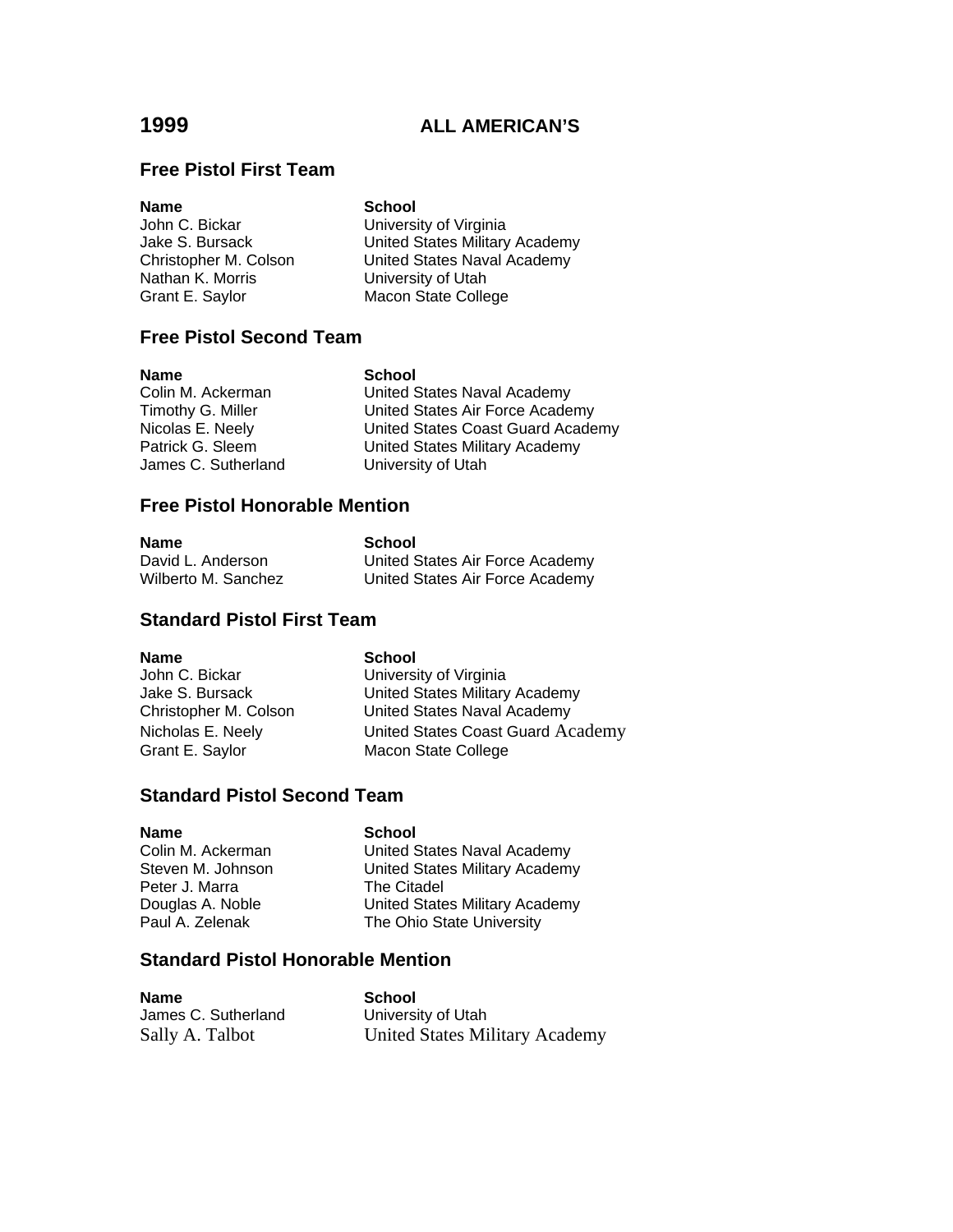# 1999 ALL AMERICAN'S

## Free Pistol First Team

| Name | School |
|---|---|
| John C. Bickar | University of Virginia |
| Jake S. Bursack | United States Military Academy |
| Christopher M. Colson | United States Naval Academy |
| Nathan K. Morris | University of Utah |
| Grant E. Saylor | Macon State College |

## Free Pistol Second Team

| Name | School |
|---|---|
| Colin M. Ackerman | United States Naval Academy |
| Timothy G. Miller | United States Air Force Academy |
| Nicolas E. Neely | United States Coast Guard Academy |
| Patrick G. Sleem | United States Military Academy |
| James C. Sutherland | University of Utah |

## Free Pistol Honorable Mention

| Name | School |
|---|---|
| David L. Anderson | United States Air Force Academy |
| Wilberto M. Sanchez | United States Air Force Academy |

## Standard Pistol First Team

| Name | School |
|---|---|
| John C. Bickar | University of Virginia |
| Jake S. Bursack | United States Military Academy |
| Christopher M. Colson | United States Naval Academy |
| Nicholas E. Neely | United States Coast Guard Academy |
| Grant E. Saylor | Macon State College |

## Standard Pistol Second Team

| Name | School |
|---|---|
| Colin M. Ackerman | United States Naval Academy |
| Steven M. Johnson | United States Military Academy |
| Peter J. Marra | The Citadel |
| Douglas A. Noble | United States Military Academy |
| Paul A. Zelenak | The Ohio State University |

## Standard Pistol Honorable Mention

| Name | School |
|---|---|
| James C. Sutherland | University of Utah |
| Sally A. Talbot | United States Military Academy |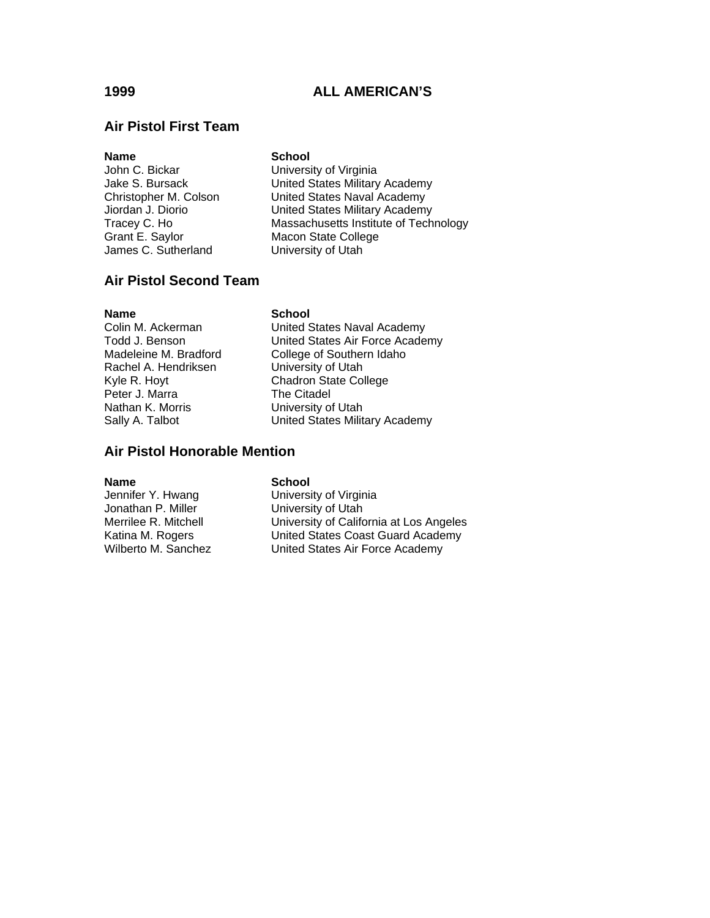# 1999 ALL AMERICAN'S

## Air Pistol First Team

| Name | School |
|---|---|
| John C. Bickar | University of Virginia |
| Jake S. Bursack | United States Military Academy |
| Christopher M. Colson | United States Naval Academy |
| Jiordan J. Diorio | United States Military Academy |
| Tracey C. Ho | Massachusetts Institute of Technology |
| Grant E. Saylor | Macon State College |
| James C. Sutherland | University of Utah |

## Air Pistol Second Team

| Name | School |
|---|---|
| Colin M. Ackerman | United States Naval Academy |
| Todd J. Benson | United States Air Force Academy |
| Madeleine M. Bradford | College of Southern Idaho |
| Rachel A. Hendriksen | University of Utah |
| Kyle R. Hoyt | Chadron State College |
| Peter J. Marra | The Citadel |
| Nathan K. Morris | University of Utah |
| Sally A. Talbot | United States Military Academy |

## Air Pistol Honorable Mention

| Name | School |
|---|---|
| Jennifer Y. Hwang | University of Virginia |
| Jonathan P. Miller | University of Utah |
| Merrilee R. Mitchell | University of California at Los Angeles |
| Katina M. Rogers | United States Coast Guard Academy |
| Wilberto M. Sanchez | United States Air Force Academy |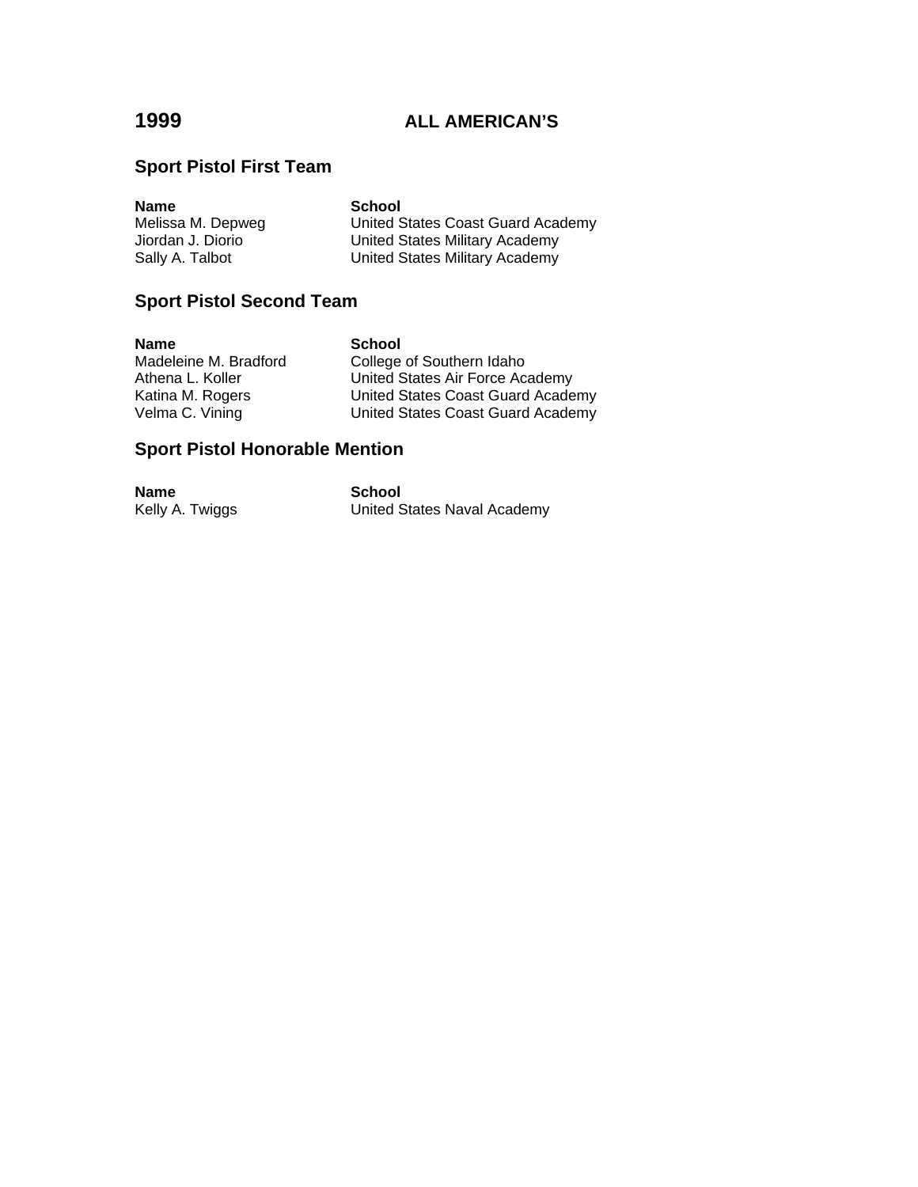# 1999 ALL AMERICAN'S

## Sport Pistol First Team

| Name | School |
| --- | --- |
| Melissa M. Depweg | United States Coast Guard Academy |
| Jiordan J. Diorio | United States Military Academy |
| Sally A. Talbot | United States Military Academy |

## Sport Pistol Second Team

| Name | School |
| --- | --- |
| Madeleine M. Bradford | College of Southern Idaho |
| Athena L. Koller | United States Air Force Academy |
| Katina M. Rogers | United States Coast Guard Academy |
| Velma C. Vining | United States Coast Guard Academy |

## Sport Pistol Honorable Mention

| Name | School |
| --- | --- |
| Kelly A. Twiggs | United States Naval Academy |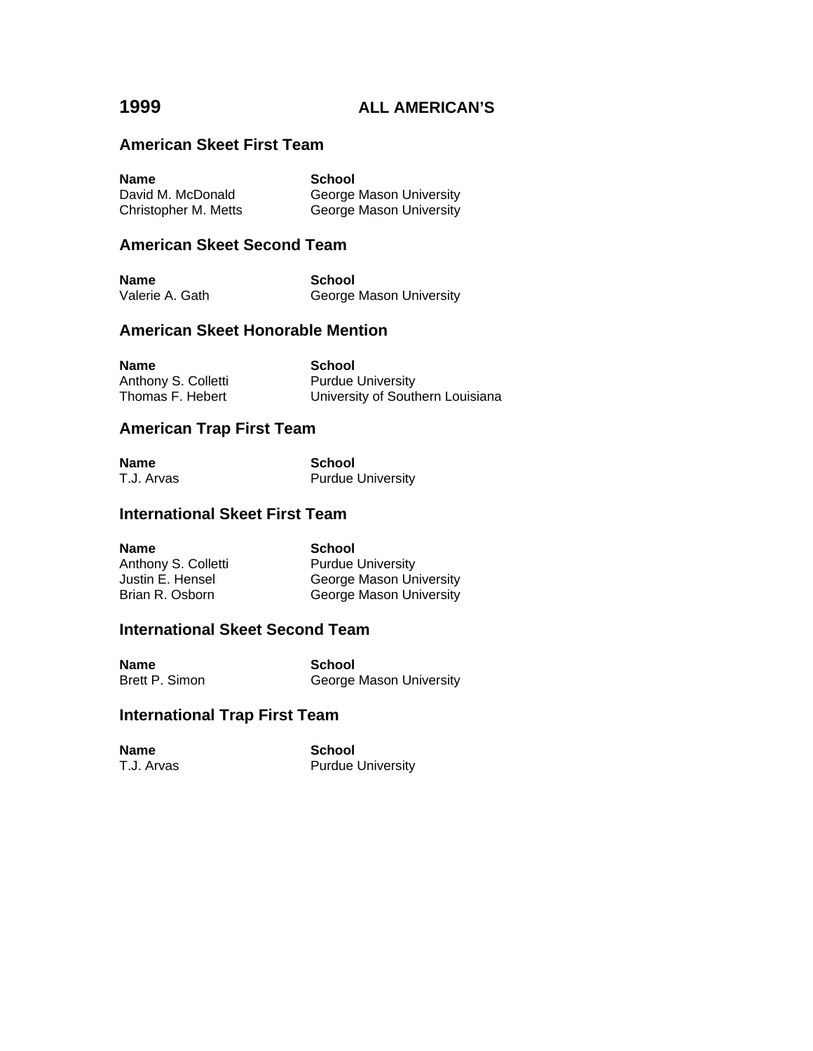# 1999 ALL AMERICAN'S

## American Skeet First Team

| Name | School |
| --- | --- |
| David M. McDonald | George Mason University |
| Christopher M. Metts | George Mason University |

## American Skeet Second Team

| Name | School |
| --- | --- |
| Valerie A. Gath | George Mason University |

## American Skeet Honorable Mention

| Name | School |
| --- | --- |
| Anthony S. Colletti | Purdue University |
| Thomas F. Hebert | University of Southern Louisiana |

## American Trap First Team

| Name | School |
| --- | --- |
| T.J. Arvas | Purdue University |

## International Skeet First Team

| Name | School |
| --- | --- |
| Anthony S. Colletti | Purdue University |
| Justin E. Hensel | George Mason University |
| Brian R. Osborn | George Mason University |

## International Skeet Second Team

| Name | School |
| --- | --- |
| Brett P. Simon | George Mason University |

## International Trap First Team

| Name | School |
| --- | --- |
| T.J. Arvas | Purdue University |